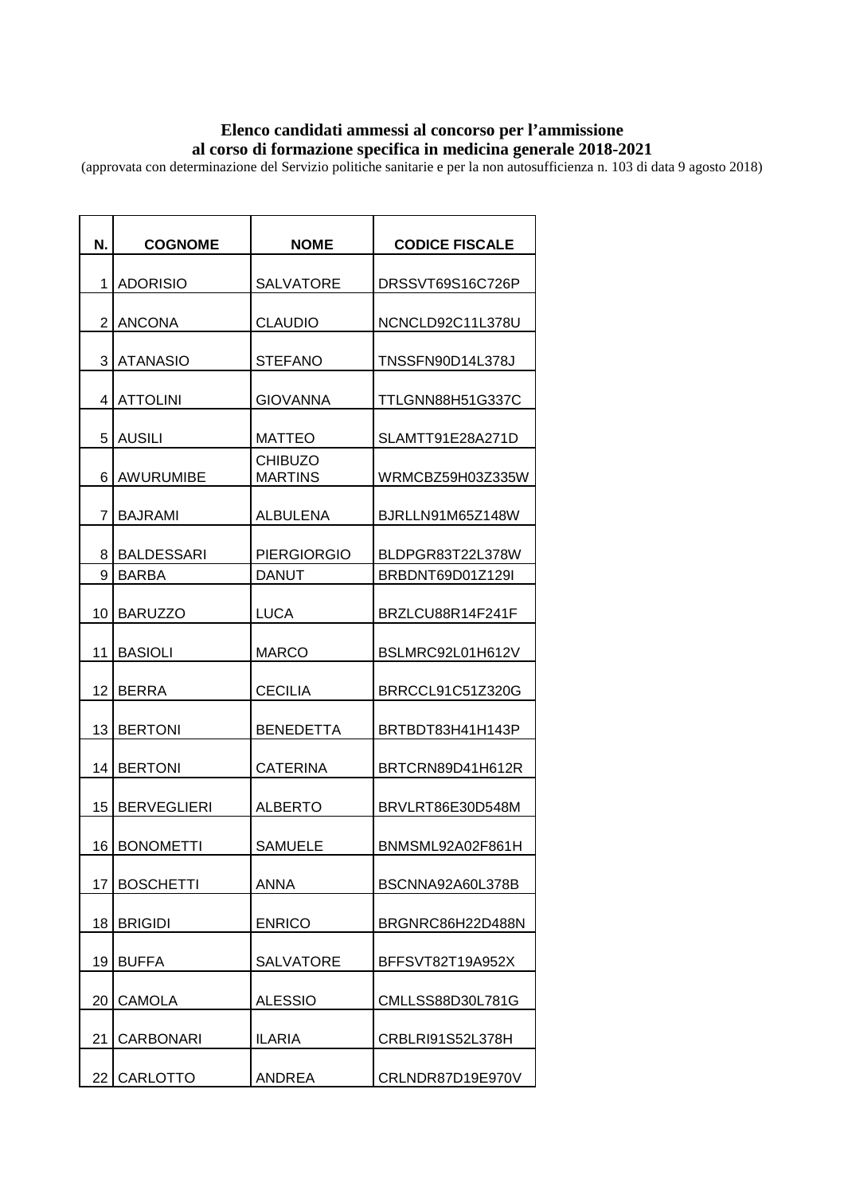**Elenco candidati ammessi al concorso per l'ammissione al corso di formazione specifica in medicina generale 2018-2021**

(approvata con determinazione del Servizio politiche sanitarie e per la non autosufficienza n. 103 di data 9 agosto 2018)

| N. | COGNOME | NOME | CODICE FISCALE |
|---|---|---|---|
| 1 | ADORISIO | SALVATORE | DRSSVT69S16C726P |
| 2 | ANCONA | CLAUDIO | NCNCLD92C11L378U |
| 3 | ATANASIO | STEFANO | TNSSFN90D14L378J |
| 4 | ATTOLINI | GIOVANNA | TTLGNN88H51G337C |
| 5 | AUSILI | MATTEO | SLAMTT91E28A271D |
| 6 | AWURUMIBE | CHIBUZO MARTINS | WRMCBZ59H03Z335W |
| 7 | BAJRAMI | ALBULENA | BJRLLN91M65Z148W |
| 8 | BALDESSARI | PIERGIORGIO | BLDPGR83T22L378W |
| 9 | BARBA | DANUT | BRBDNT69D01Z129I |
| 10 | BARUZZO | LUCA | BRZLCU88R14F241F |
| 11 | BASIOLI | MARCO | BSLMRC92L01H612V |
| 12 | BERRA | CECILIA | BRRCCL91C51Z320G |
| 13 | BERTONI | BENEDETTA | BRTBDT83H41H143P |
| 14 | BERTONI | CATERINA | BRTCRN89D41H612R |
| 15 | BERVEGLIERI | ALBERTO | BRVLRT86E30D548M |
| 16 | BONOMETTI | SAMUELE | BNMSML92A02F861H |
| 17 | BOSCHETTI | ANNA | BSCNNA92A60L378B |
| 18 | BRIGIDI | ENRICO | BRGNRC86H22D488N |
| 19 | BUFFA | SALVATORE | BFFSVT82T19A952X |
| 20 | CAMOLA | ALESSIO | CMLLSS88D30L781G |
| 21 | CARBONARI | ILARIA | CRBLRI91S52L378H |
| 22 | CARLOTTO | ANDREA | CRLNDR87D19E970V |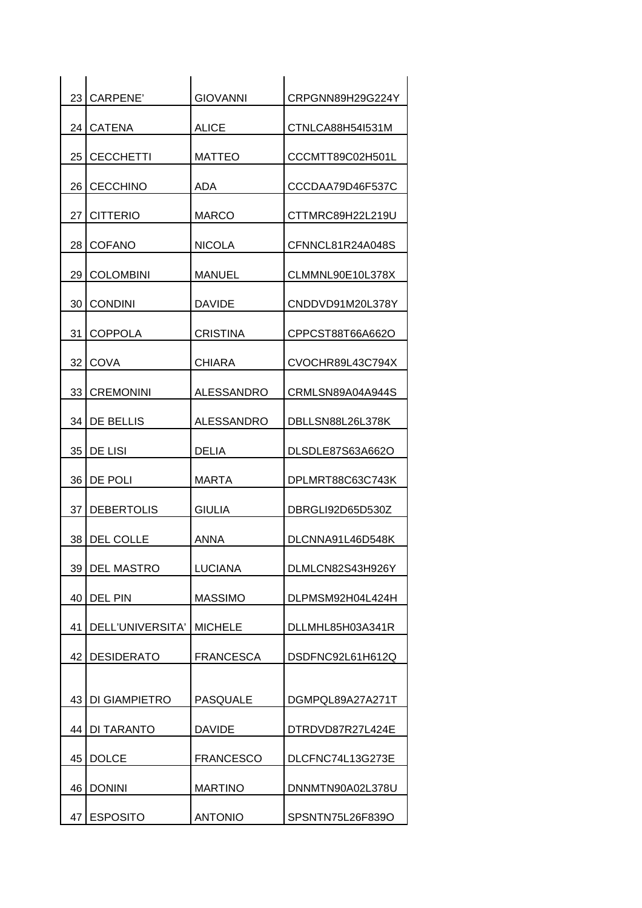| | | | |
|---|---|---|---|
| 23 | CARPENE’ | GIOVANNI | CRPGNN89H29G224Y |
| 24 | CATENA | ALICE | CTNLCA88H54I531M |
| 25 | CECCHETTI | MATTEO | CCCMTT89C02H501L |
| 26 | CECCHINO | ADA | CCCDAA79D46F537C |
| 27 | CITTERIO | MARCO | CTTMRC89H22L219U |
| 28 | COFANO | NICOLA | CFNNCL81R24A048S |
| 29 | COLOMBINI | MANUEL | CLMMNL90E10L378X |
| 30 | CONDINI | DAVIDE | CNDDVD91M20L378Y |
| 31 | COPPOLA | CRISTINA | CPPCST88T66A662O |
| 32 | COVA | CHIARA | CVOCHR89L43C794X |
| 33 | CREMONINI | ALESSANDRO | CRMLSN89A04A944S |
| 34 | DE BELLIS | ALESSANDRO | DBLLSN88L26L378K |
| 35 | DE LISI | DELIA | DLSDLE87S63A662O |
| 36 | DE POLI | MARTA | DPLMRT88C63C743K |
| 37 | DEBERTOLIS | GIULIA | DBRGLI92D65D530Z |
| 38 | DEL COLLE | ANNA | DLCNNA91L46D548K |
| 39 | DEL MASTRO | LUCIANA | DLMLCN82S43H926Y |
| 40 | DEL PIN | MASSIMO | DLPMSM92H04L424H |
| 41 | DELL’UNIVERSITA’ | MICHELE | DLLMHL85H03A341R |
| 42 | DESIDERATO | FRANCESCA | DSDFNC92L61H612Q |
| 43 | DI GIAMPIETRO | PASQUALE | DGMPQL89A27A271T |
| 44 | DI TARANTO | DAVIDE | DTRDVD87R27L424E |
| 45 | DOLCE | FRANCESCO | DLCFNC74L13G273E |
| 46 | DONINI | MARTINO | DNNMTN90A02L378U |
| 47 | ESPOSITO | ANTONIO | SPSNTN75L26F839O |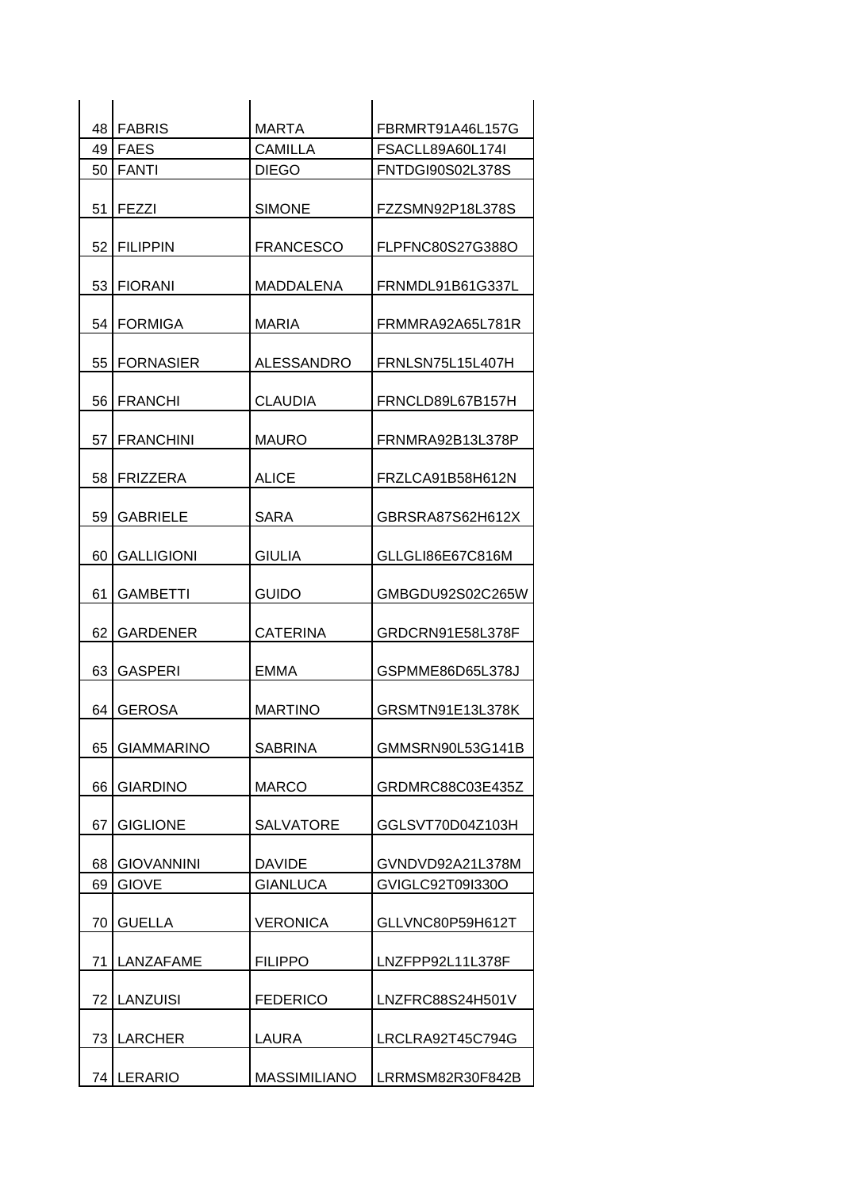| | | | |
|---|---|---|---|
| 48 | FABRIS | MARTA | FBRMRT91A46L157G |
| 49 | FAES | CAMILLA | FSACLL89A60L174I |
| 50 | FANTI | DIEGO | FNTDGI90S02L378S |
| 51 | FEZZI | SIMONE | FZZSMN92P18L378S |
| 52 | FILIPPIN | FRANCESCO | FLPFNC80S27G388O |
| 53 | FIORANI | MADDALENA | FRNMDL91B61G337L |
| 54 | FORMIGA | MARIA | FRMMRA92A65L781R |
| 55 | FORNASIER | ALESSANDRO | FRNLSN75L15L407H |
| 56 | FRANCHI | CLAUDIA | FRNCLD89L67B157H |
| 57 | FRANCHINI | MAURO | FRNMRA92B13L378P |
| 58 | FRIZZERA | ALICE | FRZLCA91B58H612N |
| 59 | GABRIELE | SARA | GBRSRA87S62H612X |
| 60 | GALLIGIONI | GIULIA | GLLGLI86E67C816M |
| 61 | GAMBETTI | GUIDO | GMBGDU92S02C265W |
| 62 | GARDENER | CATERINA | GRDCRN91E58L378F |
| 63 | GASPERI | EMMA | GSPMME86D65L378J |
| 64 | GEROSA | MARTINO | GRSMTN91E13L378K |
| 65 | GIAMMARINO | SABRINA | GMMSRN90L53G141B |
| 66 | GIARDINO | MARCO | GRDMRC88C03E435Z |
| 67 | GIGLIONE | SALVATORE | GGLSVT70D04Z103H |
| 68 | GIOVANNINI | DAVIDE | GVNDVD92A21L378M |
| 69 | GIOVE | GIANLUCA | GVIGLC92T09I330O |
| 70 | GUELLA | VERONICA | GLLVNC80P59H612T |
| 71 | LANZAFAME | FILIPPO | LNZFPP92L11L378F |
| 72 | LANZUISI | FEDERICO | LNZFRC88S24H501V |
| 73 | LARCHER | LAURA | LRCLRA92T45C794G |
| 74 | LERARIO | MASSIMILIANO | LRRMSM82R30F842B |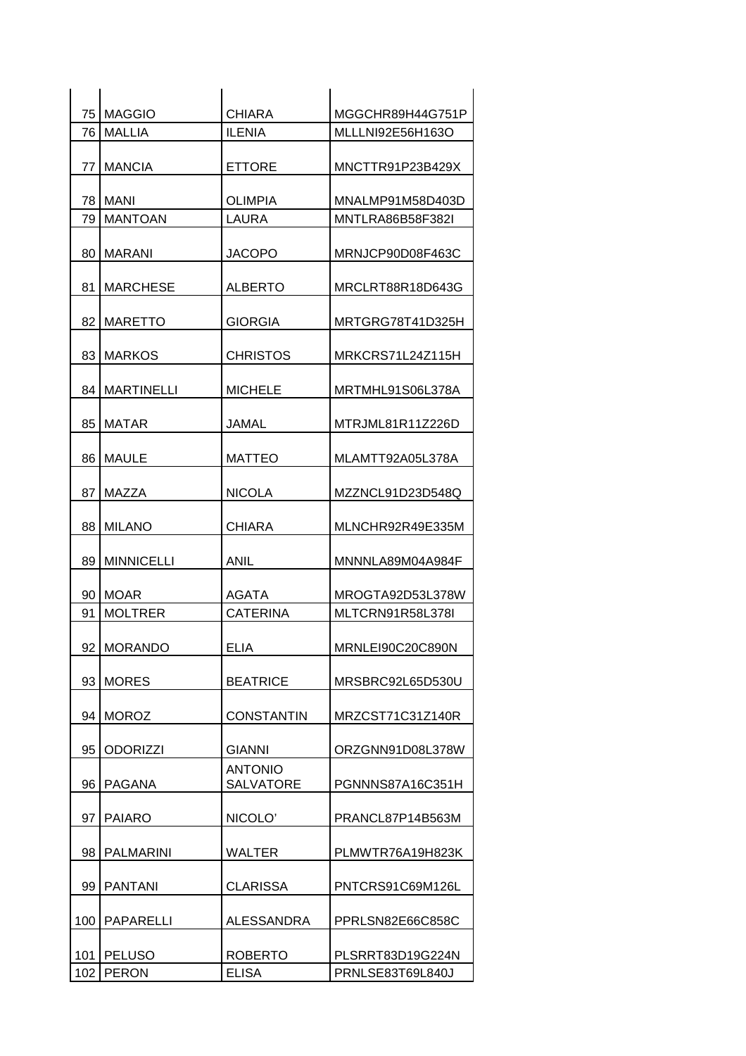| | | | |
|---|---|---|---|
| 75 | MAGGIO | CHIARA | MGGCHR89H44G751P |
| 76 | MALLIA | ILENIA | MLLLNI92E56H163O |
| 77 | MANCIA | ETTORE | MNCTTR91P23B429X |
| 78 | MANI | OLIMPIA | MNALMP91M58D403D |
| 79 | MANTOAN | LAURA | MNTLRA86B58F382I |
| 80 | MARANI | JACOPO | MRNJCP90D08F463C |
| 81 | MARCHESE | ALBERTO | MRCLRT88R18D643G |
| 82 | MARETTO | GIORGIA | MRTGRG78T41D325H |
| 83 | MARKOS | CHRISTOS | MRKCRS71L24Z115H |
| 84 | MARTINELLI | MICHELE | MRTMHL91S06L378A |
| 85 | MATAR | JAMAL | MTRJML81R11Z226D |
| 86 | MAULE | MATTEO | MLAMTT92A05L378A |
| 87 | MAZZA | NICOLA | MZZNCL91D23D548Q |
| 88 | MILANO | CHIARA | MLNCHR92R49E335M |
| 89 | MINNICELLI | ANIL | MNNNLA89M04A984F |
| 90 | MOAR | AGATA | MROGTA92D53L378W |
| 91 | MOLTRER | CATERINA | MLTCRN91R58L378I |
| 92 | MORANDO | ELIA | MRNLEI90C20C890N |
| 93 | MORES | BEATRICE | MRSBRC92L65D530U |
| 94 | MOROZ | CONSTANTIN | MRZCST71C31Z140R |
| 95 | ODORIZZI | GIANNI | ORZGNN91D08L378W |
| 96 | PAGANA | ANTONIO SALVATORE | PGNNNS87A16C351H |
| 97 | PAIARO | NICOLO' | PRANCL87P14B563M |
| 98 | PALMARINI | WALTER | PLMWTR76A19H823K |
| 99 | PANTANI | CLARISSA | PNTCRS91C69M126L |
| 100 | PAPARELLI | ALESSANDRA | PPRLSN82E66C858C |
| 101 | PELUSO | ROBERTO | PLSRRT83D19G224N |
| 102 | PERON | ELISA | PRNLSE83T69L840J |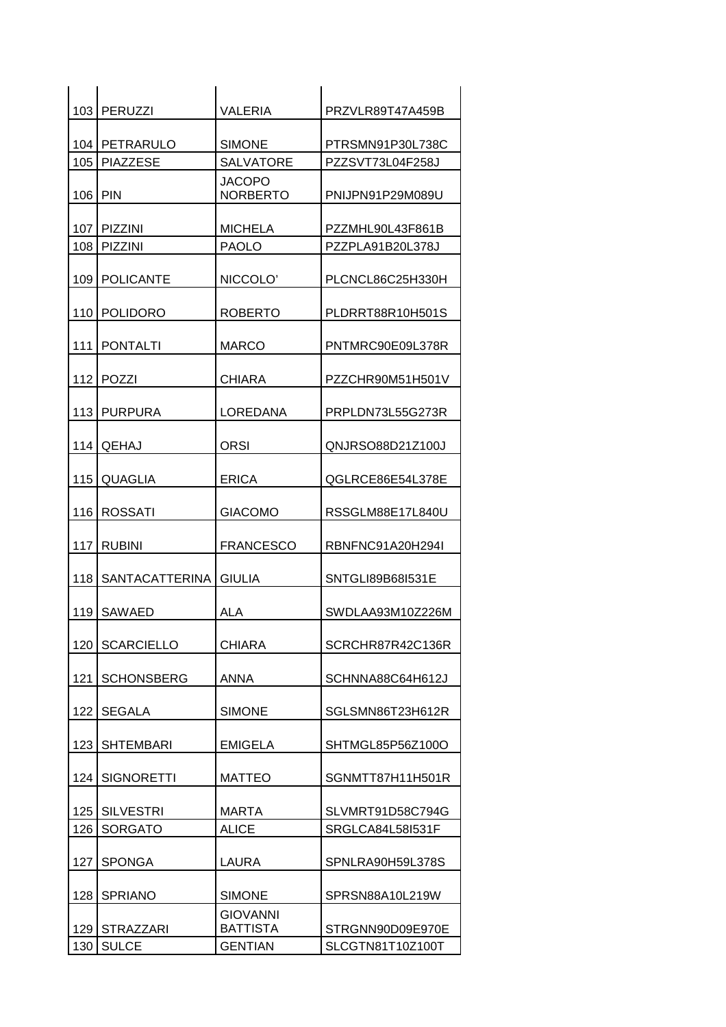| | | | |
|---|---|---|---|
| 103 | PERUZZI | VALERIA | PRZVLR89T47A459B |
| 104 | PETRARULO | SIMONE | PTRSMN91P30L738C |
| 105 | PIAZZESE | SALVATORE | PZZSVT73L04F258J |
| 106 | PIN | JACOPO NORBERTO | PNIJPN91P29M089U |
| 107 | PIZZINI | MICHELA | PZZMHL90L43F861B |
| 108 | PIZZINI | PAOLO | PZZPLA91B20L378J |
| 109 | POLICANTE | NICCOLO' | PLCNCL86C25H330H |
| 110 | POLIDORO | ROBERTO | PLDRRT88R10H501S |
| 111 | PONTALTI | MARCO | PNTMRC90E09L378R |
| 112 | POZZI | CHIARA | PZZCHR90M51H501V |
| 113 | PURPURA | LOREDANA | PRPLDN73L55G273R |
| 114 | QEHAJ | ORSI | QNJRSO88D21Z100J |
| 115 | QUAGLIA | ERICA | QGLRCE86E54L378E |
| 116 | ROSSATI | GIACOMO | RSSGLM88E17L840U |
| 117 | RUBINI | FRANCESCO | RBNFNC91A20H294I |
| 118 | SANTACATTERINA | GIULIA | SNTGLI89B68I531E |
| 119 | SAWAED | ALA | SWDLAA93M10Z226M |
| 120 | SCARCIELLO | CHIARA | SCRCHR87R42C136R |
| 121 | SCHONSBERG | ANNA | SCHNNA88C64H612J |
| 122 | SEGALA | SIMONE | SGLSMN86T23H612R |
| 123 | SHTEMBARI | EMIGELA | SHTMGL85P56Z100O |
| 124 | SIGNORETTI | MATTEO | SGNMTT87H11H501R |
| 125 | SILVESTRI | MARTA | SLVMRT91D58C794G |
| 126 | SORGATO | ALICE | SRGLCA84L58I531F |
| 127 | SPONGA | LAURA | SPNLRA90H59L378S |
| 128 | SPRIANO | SIMONE | SPRSN88A10L219W |
| 129 | STRAZZARI | GIOVANNI BATTISTA | STRGNN90D09E970E |
| 130 | SULCE | GENTIAN | SLCGTN81T10Z100T |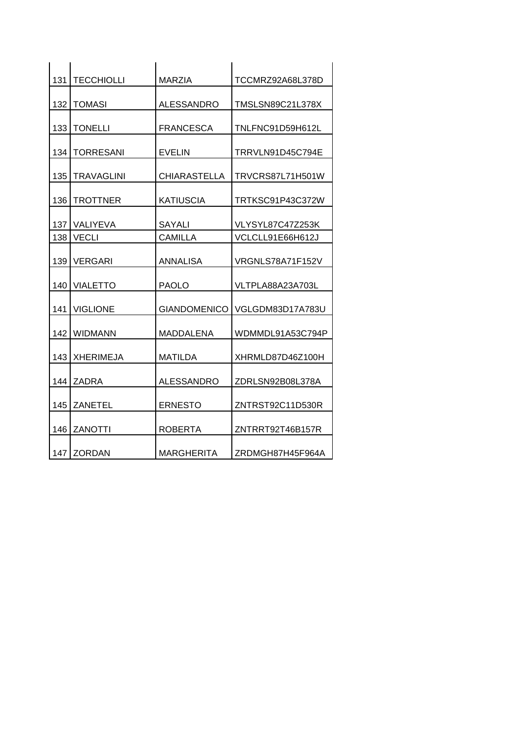| | | | |
|---|---|---|---|
| 131 | TECCHIOLLI | MARZIA | TCCMRZ92A68L378D |
| 132 | TOMASI | ALESSANDRO | TMSLSN89C21L378X |
| 133 | TONELLI | FRANCESCA | TNLFNC91D59H612L |
| 134 | TORRESANI | EVELIN | TRRVLN91D45C794E |
| 135 | TRAVAGLINI | CHIARASTELLA | TRVCRS87L71H501W |
| 136 | TROTTNER | KATIUSCIA | TRTKSC91P43C372W |
| 137 | VALIYEVA | SAYALI | VLYSYL87C47Z253K |
| 138 | VECLI | CAMILLA | VCLCLL91E66H612J |
| 139 | VERGARI | ANNALISA | VRGNLS78A71F152V |
| 140 | VIALETTO | PAOLO | VLTPLA88A23A703L |
| 141 | VIGLIONE | GIANDOMENICO | VGLGDM83D17A783U |
| 142 | WIDMANN | MADDALENA | WDMMDL91A53C794P |
| 143 | XHERIMEJA | MATILDA | XHRMLD87D46Z100H |
| 144 | ZADRA | ALESSANDRO | ZDRLSN92B08L378A |
| 145 | ZANETEL | ERNESTO | ZNTRST92C11D530R |
| 146 | ZANOTTI | ROBERTA | ZNTRRT92T46B157R |
| 147 | ZORDAN | MARGHERITA | ZRDMGH87H45F964A |